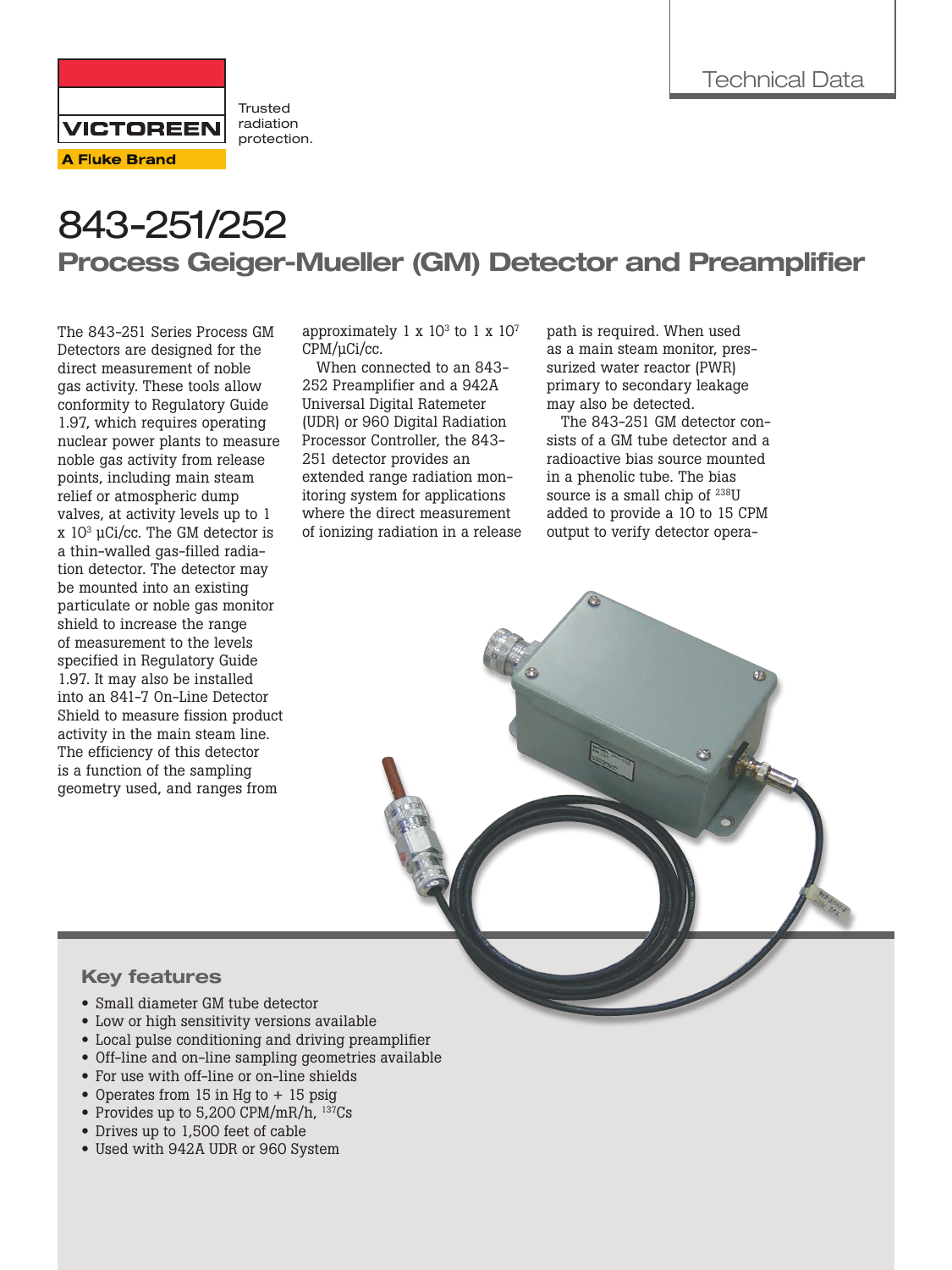Trusted radiation protection.

Technical Data

# 843-251/252

## Process Geiger-Mueller (GM) Detector and Preamplifier

The 843-251 Series Process GM Detectors are designed for the direct measurement of noble gas activity. These tools allow conformity to Regulatory Guide 1.97, which requires operating nuclear power plants to measure noble gas activity from release points, including main steam relief or atmospheric dump valves, at activity levels up to 1 x $10^3$ µCi/cc. The GM detector is a thin-walled gas-filled radiation detector. The detector may be mounted into an existing particulate or noble gas monitor shield to increase the range of measurement to the levels specified in Regulatory Guide 1.97. It may also be installed into an 841-7 On-Line Detector Shield to measure fission product activity in the main steam line. The efficiency of this detector is a function of the sampling geometry used, and ranges from approximately 1 x $10^3$ to 1 x $10^7$ CPM/µCi/cc.

When connected to an 843-252 Preamplifier and a 942A Universal Digital Ratemeter (UDR) or 960 Digital Radiation Processor Controller, the 843-251 detector provides an extended range radiation monitoring system for applications where the direct measurement of ionizing radiation in a release path is required. When used as a main steam monitor, pressurized water reactor (PWR) primary to secondary leakage may also be detected.

The 843-251 GM detector consists of a GM tube detector and a radioactive bias source mounted in a phenolic tube. The bias source is a small chip of $^{238}$U added to provide a 10 to 15 CPM output to verify detector opera-

### Key features

- Small diameter GM tube detector
- Low or high sensitivity versions available
- Local pulse conditioning and driving preamplifier
- Off-line and on-line sampling geometries available
- For use with off-line or on-line shields
- Operates from 15 in Hg to + 15 psig
- Provides up to 5,200 CPM/mR/h, $^{137}$Cs
- Drives up to 1,500 feet of cable
- Used with 942A UDR or 960 System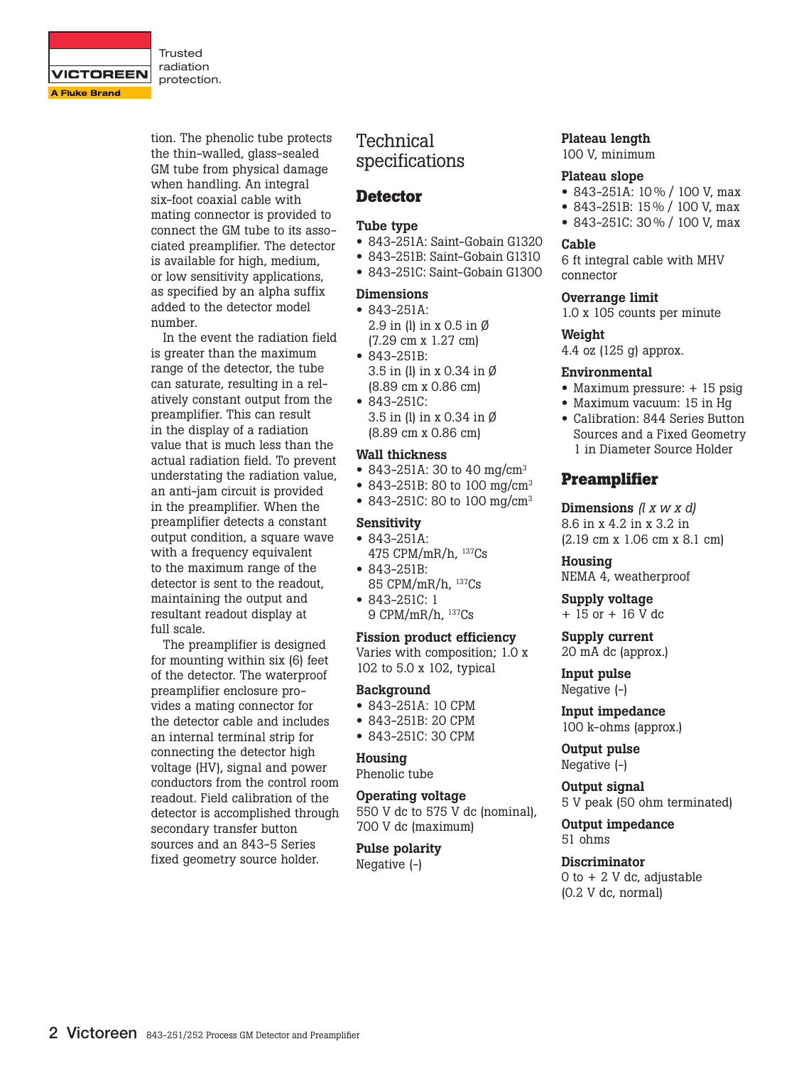tion. The phenolic tube protects the thin-walled, glass-sealed GM tube from physical damage when handling. An integral six-foot coaxial cable with mating connector is provided to connect the GM tube to its associated preamplifier. The detector is available for high, medium, or low sensitivity applications, as specified by an alpha suffix added to the detector model number.

In the event the radiation field is greater than the maximum range of the detector, the tube can saturate, resulting in a relatively constant output from the preamplifier. This can result in the display of a radiation value that is much less than the actual radiation field. To prevent understating the radiation value, an anti-jam circuit is provided in the preamplifier. When the preamplifier detects a constant output condition, a square wave with a frequency equivalent to the maximum range of the detector is sent to the readout, maintaining the output and resultant readout display at full scale.

The preamplifier is designed for mounting within six (6) feet of the detector. The waterproof preamplifier enclosure provides a mating connector for the detector cable and includes an internal terminal strip for connecting the detector high voltage (HV), signal and power conductors from the control room readout. Field calibration of the detector is accomplished through secondary transfer button sources and an 843-5 Series fixed geometry source holder.

# Technical specifications

## Detector

### Tube type
- 843-251A: Saint-Gobain G1320
- 843-251B: Saint-Gobain G1310
- 843-251C: Saint-Gobain G1300

### Dimensions
- 843-251A: 2.9 in (l) in x 0.5 in Ø (7.29 cm x 1.27 cm)
- 843-251B: 3.5 in (l) in x 0.34 in Ø (8.89 cm x 0.86 cm)
- 843-251C: 3.5 in (l) in x 0.34 in Ø (8.89 cm x 0.86 cm)

### Wall thickness
- 843-251A: 30 to 40 $mg/cm^3$
- 843-251B: 80 to 100 $mg/cm^3$
- 843-251C: 80 to 100 $mg/cm^3$

### Sensitivity
- 843-251A: 475 CPM/mR/h, $^{137}Cs$
- 843-251B: 85 CPM/mR/h, $^{137}Cs$
- 843-251C: 1 9 CPM/mR/h, $^{137}Cs$

### Fission product efficiency
Varies with composition; 1.0 x 102 to 5.0 x 102, typical

### Background
- 843-251A: 10 CPM
- 843-251B: 20 CPM
- 843-251C: 30 CPM

### Housing
Phenolic tube

### Operating voltage
550 V dc to 575 V dc (nominal), 700 V dc (maximum)

### Pulse polarity
Negative (-)

### Plateau length
100 V, minimum

### Plateau slope
- 843-251A: 10 % / 100 V, max
- 843-251B: 15 % / 100 V, max
- 843-251C: 30 % / 100 V, max

### Cable
6 ft integral cable with MHV connector

### Overrange limit
1.0 x 105 counts per minute

### Weight
4.4 oz (125 g) approx.

### Environmental
- Maximum pressure: + 15 psig
- Maximum vacuum: 15 in Hg
- Calibration: 844 Series Button Sources and a Fixed Geometry 1 in Diameter Source Holder

## Preamplifier

### Dimensions *(l x w x d)*
8.6 in x 4.2 in x 3.2 in (2.19 cm x 1.06 cm x 8.1 cm)

### Housing
NEMA 4, weatherproof

### Supply voltage
+ 15 or + 16 V dc

### Supply current
20 mA dc (approx.)

### Input pulse
Negative (-)

### Input impedance
100 k-ohms (approx.)

### Output pulse
Negative (-)

### Output signal
5 V peak (50 ohm terminated)

### Output impedance
51 ohms

### Discriminator
0 to + 2 V dc, adjustable (0.2 V dc, normal)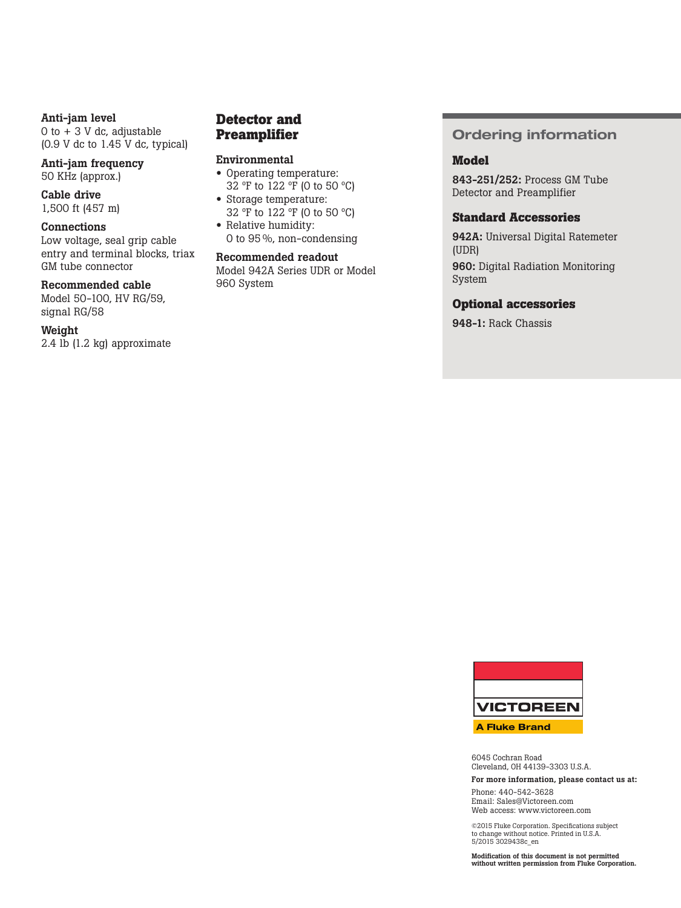**Anti-jam level**
0 to + 3 V dc, adjustable
(0.9 V dc to 1.45 V dc, typical)

**Anti-jam frequency**
50 KHz (approx.)

**Cable drive**
1,500 ft (457 m)

**Connections**
Low voltage, seal grip cable entry and terminal blocks, triax GM tube connector

**Recommended cable**
Model 50-100, HV RG/59, signal RG/58

**Weight**
2.4 lb (1.2 kg) approximate

## Detector and Preamplifier

**Environmental**

- Operating temperature: 32 °F to 122 °F (0 to 50 °C)
- Storage temperature: 32 °F to 122 °F (0 to 50 °C)
- Relative humidity: 0 to 95 %, non-condensing

**Recommended readout**
Model 942A Series UDR or Model 960 System

## Ordering information

### Model

**843-251/252:** Process GM Tube Detector and Preamplifier

### Standard Accessories

**942A:** Universal Digital Ratemeter (UDR)

**960:** Digital Radiation Monitoring System

### Optional accessories

**948-1:** Rack Chassis

VICTOREEN
A Fluke Brand

6045 Cochran Road
Cleveland, OH 44139-3303 U.S.A.

**For more information, please contact us at:**

Phone: 440-542-3628
Email: Sales@Victoreen.com
Web access: www.victoreen.com

©2015 Fluke Corporation. Specifications subject to change without notice. Printed in U.S.A.
5/2015 3029438c_en

**Modification of this document is not permitted without written permission from Fluke Corporation.**